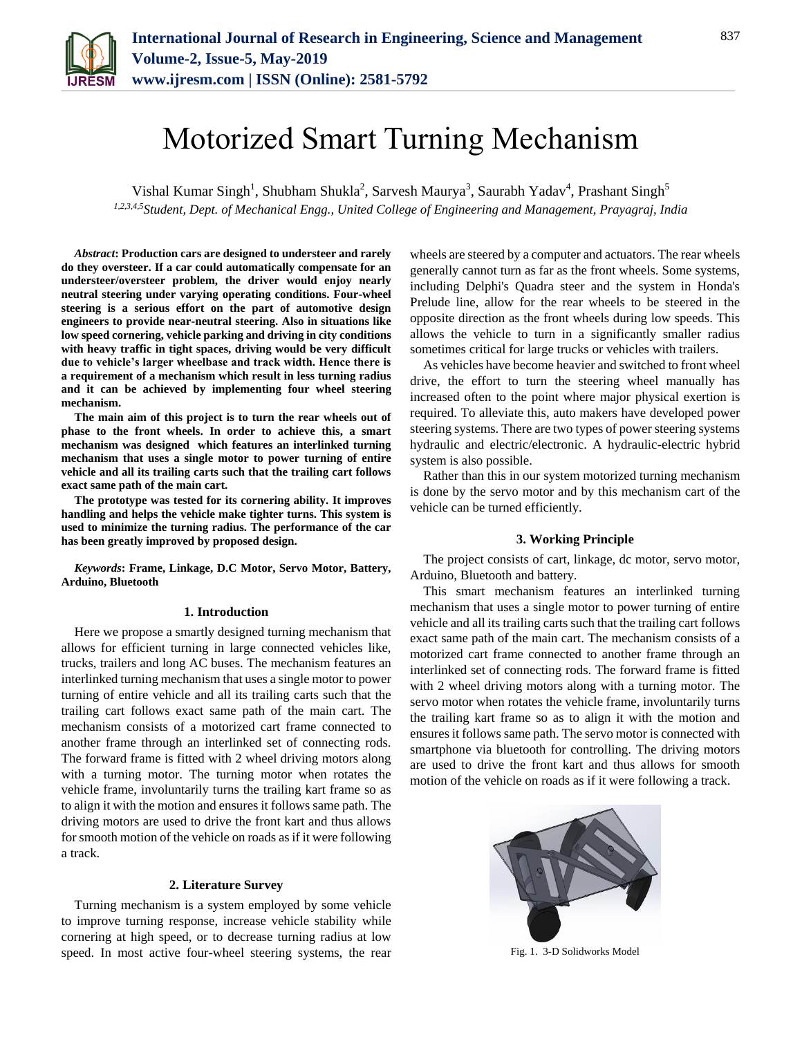# Motorized Smart Turning Mechanism

Vishal Kumar Singh[1], Shubham Shukla[2], Sarvesh Maurya[3], Saurabh Yadav[4], Prashant Singh[5]

[1,2,3,4,5]*Student, Dept. of Mechanical Engg., United College of Engineering and Management, Prayagraj, India*

***Abstract*: Production cars are designed to understeer and rarely do they oversteer. If a car could automatically compensate for an understeer/oversteer problem, the driver would enjoy nearly neutral steering under varying operating conditions. Four-wheel steering is a serious effort on the part of automotive design engineers to provide near-neutral steering. Also in situations like low speed cornering, vehicle parking and driving in city conditions with heavy traffic in tight spaces, driving would be very difficult due to vehicle's larger wheelbase and track width. Hence there is a requirement of a mechanism which result in less turning radius and it can be achieved by implementing four wheel steering mechanism.**

**The main aim of this project is to turn the rear wheels out of phase to the front wheels. In order to achieve this, a smart mechanism was designed which features an interlinked turning mechanism that uses a single motor to power turning of entire vehicle and all its trailing carts such that the trailing cart follows exact same path of the main cart.**

**The prototype was tested for its cornering ability. It improves handling and helps the vehicle make tighter turns. This system is used to minimize the turning radius. The performance of the car has been greatly improved by proposed design.**

***Keywords*: Frame, Linkage, D.C Motor, Servo Motor, Battery, Arduino, Bluetooth**

## 1. Introduction

Here we propose a smartly designed turning mechanism that allows for efficient turning in large connected vehicles like, trucks, trailers and long AC buses. The mechanism features an interlinked turning mechanism that uses a single motor to power turning of entire vehicle and all its trailing carts such that the trailing cart follows exact same path of the main cart. The mechanism consists of a motorized cart frame connected to another frame through an interlinked set of connecting rods. The forward frame is fitted with 2 wheel driving motors along with a turning motor. The turning motor when rotates the vehicle frame, involuntarily turns the trailing kart frame so as to align it with the motion and ensures it follows same path. The driving motors are used to drive the front kart and thus allows for smooth motion of the vehicle on roads as if it were following a track.

## 2. Literature Survey

Turning mechanism is a system employed by some vehicle to improve turning response, increase vehicle stability while cornering at high speed, or to decrease turning radius at low speed. In most active four-wheel steering systems, the rear wheels are steered by a computer and actuators. The rear wheels generally cannot turn as far as the front wheels. Some systems, including Delphi's Quadra steer and the system in Honda's Prelude line, allow for the rear wheels to be steered in the opposite direction as the front wheels during low speeds. This allows the vehicle to turn in a significantly smaller radius sometimes critical for large trucks or vehicles with trailers.

As vehicles have become heavier and switched to front wheel drive, the effort to turn the steering wheel manually has increased often to the point where major physical exertion is required. To alleviate this, auto makers have developed power steering systems. There are two types of power steering systems hydraulic and electric/electronic. A hydraulic-electric hybrid system is also possible.

Rather than this in our system motorized turning mechanism is done by the servo motor and by this mechanism cart of the vehicle can be turned efficiently.

## 3. Working Principle

The project consists of cart, linkage, dc motor, servo motor, Arduino, Bluetooth and battery.

This smart mechanism features an interlinked turning mechanism that uses a single motor to power turning of entire vehicle and all its trailing carts such that the trailing cart follows exact same path of the main cart. The mechanism consists of a motorized cart frame connected to another frame through an interlinked set of connecting rods. The forward frame is fitted with 2 wheel driving motors along with a turning motor. The servo motor when rotates the vehicle frame, involuntarily turns the trailing kart frame so as to align it with the motion and ensures it follows same path. The servo motor is connected with smartphone via bluetooth for controlling. The driving motors are used to drive the front kart and thus allows for smooth motion of the vehicle on roads as if it were following a track.

Fig. 1. 3-D Solidworks Model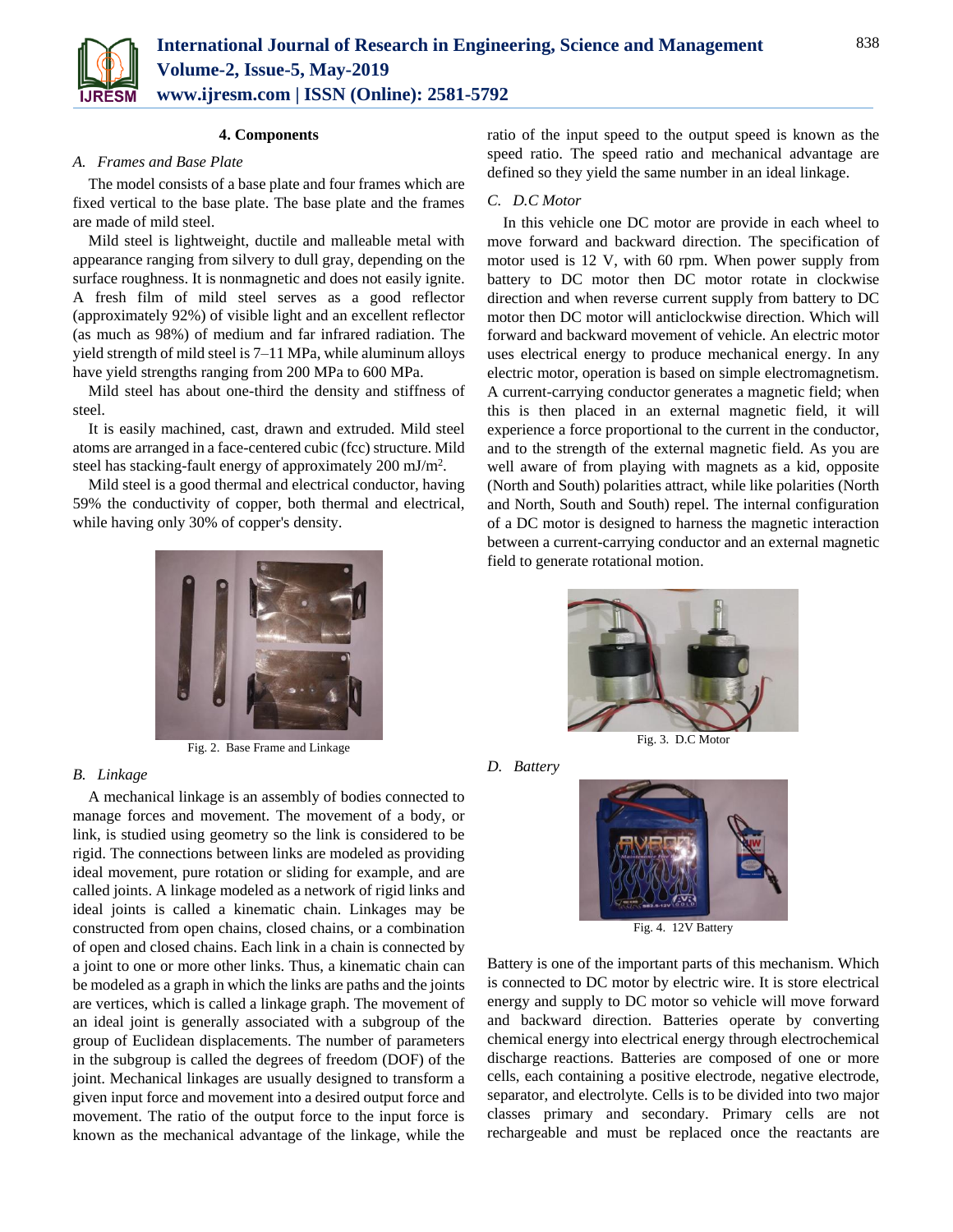### 4. Components

#### *A. Frames and Base Plate*

The model consists of a base plate and four frames which are fixed vertical to the base plate. The base plate and the frames are made of mild steel.

Mild steel is lightweight, ductile and malleable metal with appearance ranging from silvery to dull gray, depending on the surface roughness. It is nonmagnetic and does not easily ignite. A fresh film of mild steel serves as a good reflector (approximately 92%) of visible light and an excellent reflector (as much as 98%) of medium and far infrared radiation. The yield strength of mild steel is 7–11 MPa, while aluminum alloys have yield strengths ranging from 200 MPa to 600 MPa.

Mild steel has about one-third the density and stiffness of steel.

It is easily machined, cast, drawn and extruded. Mild steel atoms are arranged in a face-centered cubic (fcc) structure. Mild steel has stacking-fault energy of approximately 200 $mJ/m^2$.

Mild steel is a good thermal and electrical conductor, having 59% the conductivity of copper, both thermal and electrical, while having only 30% of copper's density.

Fig. 2. Base Frame and Linkage

#### *B. Linkage*

A mechanical linkage is an assembly of bodies connected to manage forces and movement. The movement of a body, or link, is studied using geometry so the link is considered to be rigid. The connections between links are modeled as providing ideal movement, pure rotation or sliding for example, and are called joints. A linkage modeled as a network of rigid links and ideal joints is called a kinematic chain. Linkages may be constructed from open chains, closed chains, or a combination of open and closed chains. Each link in a chain is connected by a joint to one or more other links. Thus, a kinematic chain can be modeled as a graph in which the links are paths and the joints are vertices, which is called a linkage graph. The movement of an ideal joint is generally associated with a subgroup of the group of Euclidean displacements. The number of parameters in the subgroup is called the degrees of freedom (DOF) of the joint. Mechanical linkages are usually designed to transform a given input force and movement into a desired output force and movement. The ratio of the output force to the input force is known as the mechanical advantage of the linkage, while the ratio of the input speed to the output speed is known as the speed ratio. The speed ratio and mechanical advantage are defined so they yield the same number in an ideal linkage.

#### *C. D.C Motor*

In this vehicle one DC motor are provide in each wheel to move forward and backward direction. The specification of motor used is 12 V, with 60 rpm. When power supply from battery to DC motor then DC motor rotate in clockwise direction and when reverse current supply from battery to DC motor then DC motor will anticlockwise direction. Which will forward and backward movement of vehicle. An electric motor uses electrical energy to produce mechanical energy. In any electric motor, operation is based on simple electromagnetism. A current-carrying conductor generates a magnetic field; when this is then placed in an external magnetic field, it will experience a force proportional to the current in the conductor, and to the strength of the external magnetic field. As you are well aware of from playing with magnets as a kid, opposite (North and South) polarities attract, while like polarities (North and North, South and South) repel. The internal configuration of a DC motor is designed to harness the magnetic interaction between a current-carrying conductor and an external magnetic field to generate rotational motion.

Fig. 3. D.C Motor

#### *D. Battery*

Fig. 4. 12V Battery

Battery is one of the important parts of this mechanism. Which is connected to DC motor by electric wire. It is store electrical energy and supply to DC motor so vehicle will move forward and backward direction. Batteries operate by converting chemical energy into electrical energy through electrochemical discharge reactions. Batteries are composed of one or more cells, each containing a positive electrode, negative electrode, separator, and electrolyte. Cells is to be divided into two major classes primary and secondary. Primary cells are not rechargeable and must be replaced once the reactants are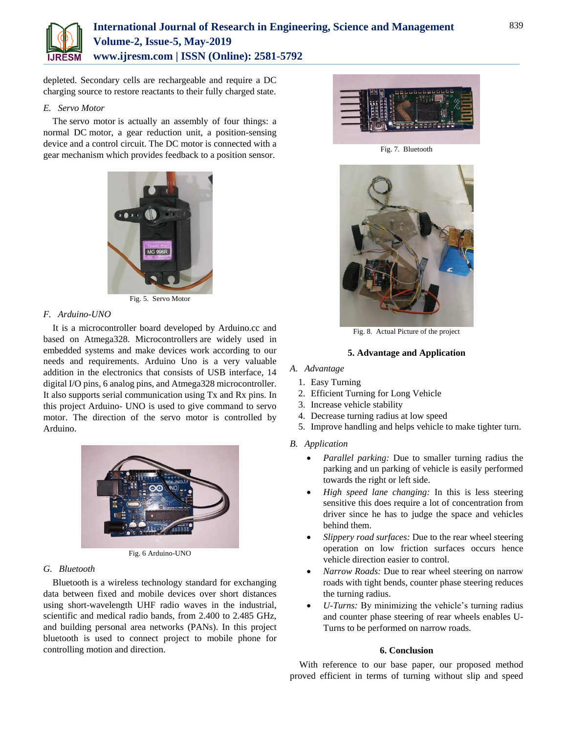depleted. Secondary cells are rechargeable and require a DC charging source to restore reactants to their fully charged state.

### E. Servo Motor

The servo motor is actually an assembly of four things: a normal DC motor, a gear reduction unit, a position-sensing device and a control circuit. The DC motor is connected with a gear mechanism which provides feedback to a position sensor.

Fig. 5. Servo Motor

### F. Arduino-UNO

It is a microcontroller board developed by Arduino.cc and based on Atmega328. Microcontrollers are widely used in embedded systems and make devices work according to our needs and requirements. Arduino Uno is a very valuable addition in the electronics that consists of USB interface, 14 digital I/O pins, 6 analog pins, and Atmega328 microcontroller. It also supports serial communication using Tx and Rx pins. In this project Arduino- UNO is used to give command to servo motor. The direction of the servo motor is controlled by Arduino.

Fig. 6 Arduino-UNO

### G. Bluetooth

Bluetooth is a wireless technology standard for exchanging data between fixed and mobile devices over short distances using short-wavelength UHF radio waves in the industrial, scientific and medical radio bands, from 2.400 to 2.485 GHz, and building personal area networks (PANs). In this project bluetooth is used to connect project to mobile phone for controlling motion and direction.

Fig. 7. Bluetooth

Fig. 8. Actual Picture of the project

## 5. Advantage and Application

### A. Advantage

1. Easy Turning
2. Efficient Turning for Long Vehicle
3. Increase vehicle stability
4. Decrease turning radius at low speed
5. Improve handling and helps vehicle to make tighter turn.

### B. Application

- *Parallel parking:* Due to smaller turning radius the parking and un parking of vehicle is easily performed towards the right or left side.
- *High speed lane changing:* In this is less steering sensitive this does require a lot of concentration from driver since he has to judge the space and vehicles behind them.
- *Slippery road surfaces:* Due to the rear wheel steering operation on low friction surfaces occurs hence vehicle direction easier to control.
- *Narrow Roads:* Due to rear wheel steering on narrow roads with tight bends, counter phase steering reduces the turning radius.
- *U-Turns:* By minimizing the vehicle's turning radius and counter phase steering of rear wheels enables U-Turns to be performed on narrow roads.

## 6. Conclusion

With reference to our base paper, our proposed method proved efficient in terms of turning without slip and speed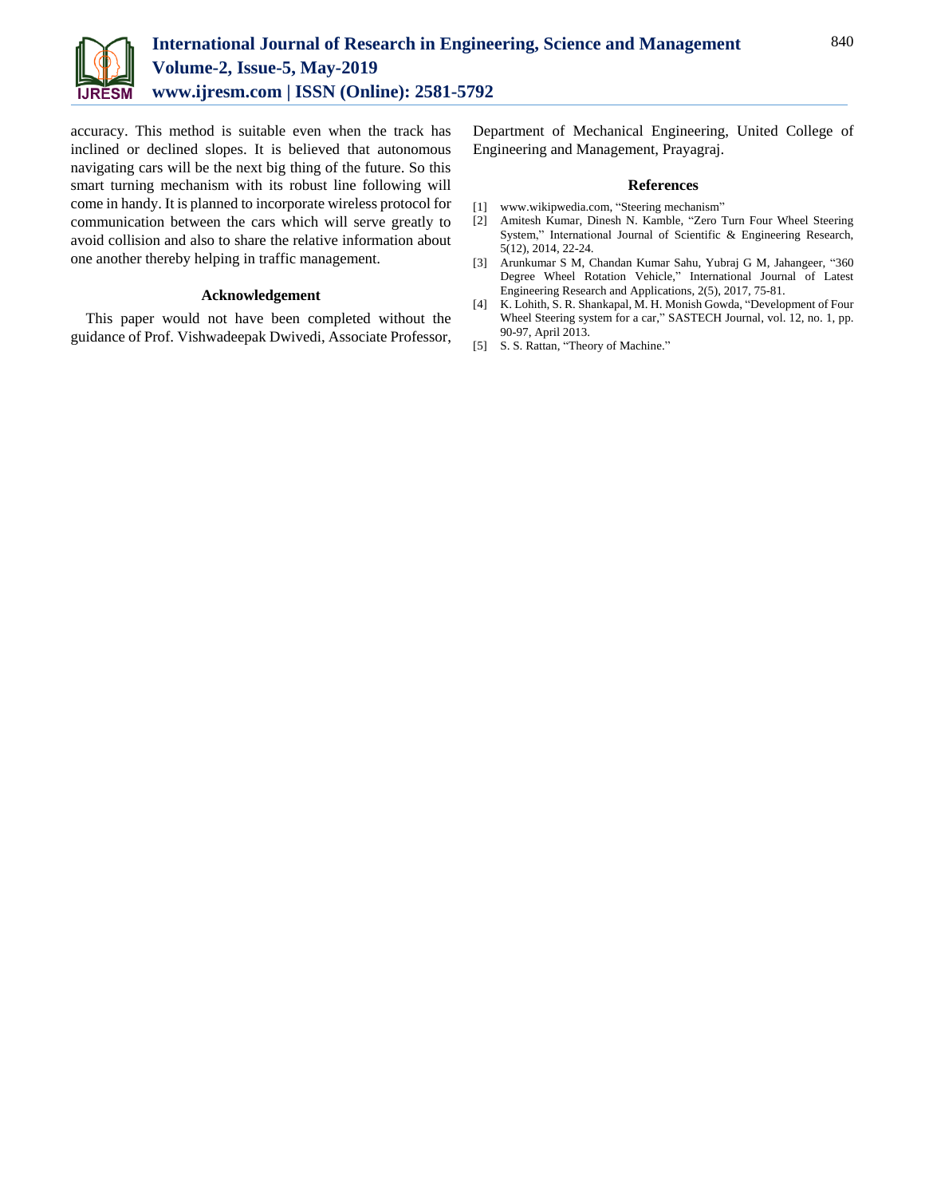accuracy. This method is suitable even when the track has inclined or declined slopes. It is believed that autonomous navigating cars will be the next big thing of the future. So this smart turning mechanism with its robust line following will come in handy. It is planned to incorporate wireless protocol for communication between the cars which will serve greatly to avoid collision and also to share the relative information about one another thereby helping in traffic management.

## Acknowledgement

This paper would not have been completed without the guidance of Prof. Vishwadeepak Dwivedi, Associate Professor, Department of Mechanical Engineering, United College of Engineering and Management, Prayagraj.

## References

[1] www.wikipwedia.com, "Steering mechanism"

[2] Amitesh Kumar, Dinesh N. Kamble, "Zero Turn Four Wheel Steering System," International Journal of Scientific & Engineering Research, 5(12), 2014, 22-24.

[3] Arunkumar S M, Chandan Kumar Sahu, Yubraj G M, Jahangeer, "360 Degree Wheel Rotation Vehicle," International Journal of Latest Engineering Research and Applications, 2(5), 2017, 75-81.

[4] K. Lohith, S. R. Shankapal, M. H. Monish Gowda, "Development of Four Wheel Steering system for a car," SASTECH Journal, vol. 12, no. 1, pp. 90-97, April 2013.

[5] S. S. Rattan, "Theory of Machine."